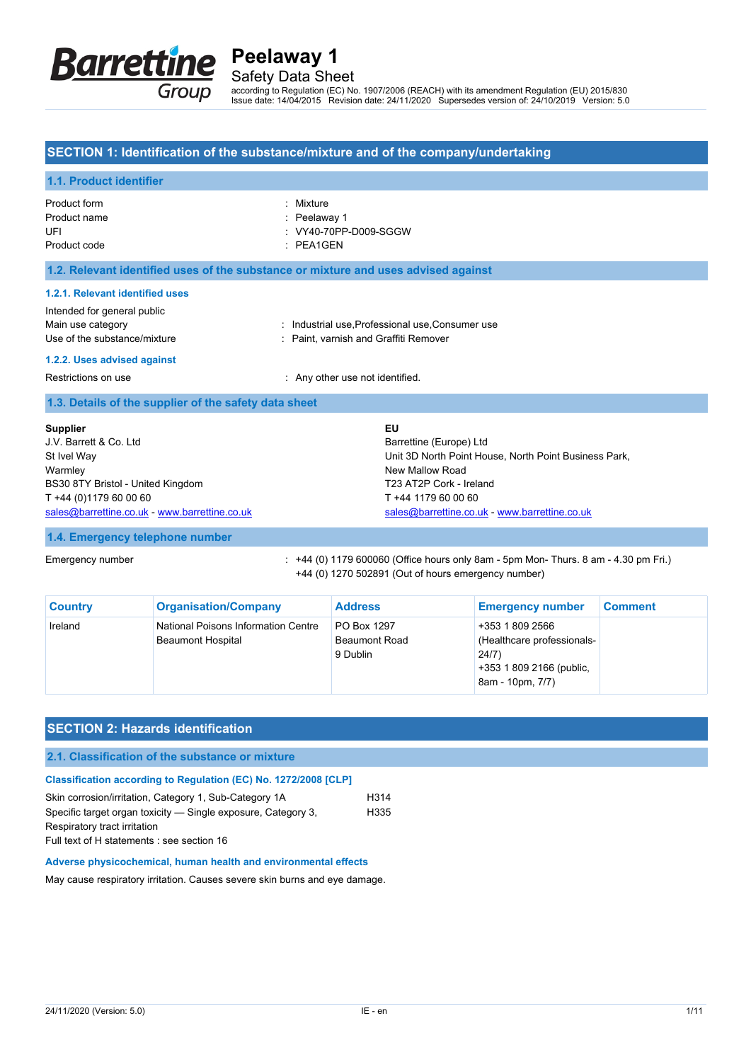# Peelaway 1

## Safety Data Sheet

according to Regulation (EC) No. 1907/2006 (REACH) with its amendment Regulation (EU) 2015/830
Issue date: 14/04/2015 Revision date: 24/11/2020 Supersedes version of: 24/10/2019 Version: 5.0

## SECTION 1: Identification of the substance/mixture and of the company/undertaking

### 1.1. Product identifier

| | |
|---|---|
| Product form | : Mixture |
| Product name | : Peelaway 1 |
| UFI | : VY40-70PP-D009-SGGW |
| Product code | : PEA1GEN |

### 1.2. Relevant identified uses of the substance or mixture and uses advised against

#### 1.2.1. Relevant identified uses

Intended for general public

| | |
|---|---|
| Main use category | : Industrial use,Professional use,Consumer use |
| Use of the substance/mixture | : Paint, varnish and Graffiti Remover |

#### 1.2.2. Uses advised against

| | |
|---|---|
| Restrictions on use | : Any other use not identified. |

### 1.3. Details of the supplier of the safety data sheet

**Supplier**
J.V. Barrett & Co. Ltd
St Ivel Way
Warmley
BS30 8TY Bristol - United Kingdom
T +44 (0)1179 60 00 60
sales@barrettine.co.uk - www.barrettine.co.uk

**EU**
Barrettine (Europe) Ltd
Unit 3D North Point House, North Point Business Park,
New Mallow Road
T23 AT2P Cork - Ireland
T +44 1179 60 00 60
sales@barrettine.co.uk - www.barrettine.co.uk

### 1.4. Emergency telephone number

Emergency number : +44 (0) 1179 600060 (Office hours only 8am - 5pm Mon- Thurs. 8 am - 4.30 pm Fri.)
+44 (0) 1270 502891 (Out of hours emergency number)

| Country | Organisation/Company | Address | Emergency number | Comment |
|---|---|---|---|---|
| Ireland | National Poisons Information Centre Beaumont Hospital | PO Box 1297 Beaumont Road 9 Dublin | +353 1 809 2566 (Healthcare professionals- 24/7) +353 1 809 2166 (public, 8am - 10pm, 7/7) | |

## SECTION 2: Hazards identification

### 2.1. Classification of the substance or mixture

**Classification according to Regulation (EC) No. 1272/2008 [CLP]**

| | |
|---|---|
| Skin corrosion/irritation, Category 1, Sub-Category 1A | H314 |
| Specific target organ toxicity — Single exposure, Category 3, Respiratory tract irritation | H335 |

Full text of H statements : see section 16

**Adverse physicochemical, human health and environmental effects**

May cause respiratory irritation. Causes severe skin burns and eye damage.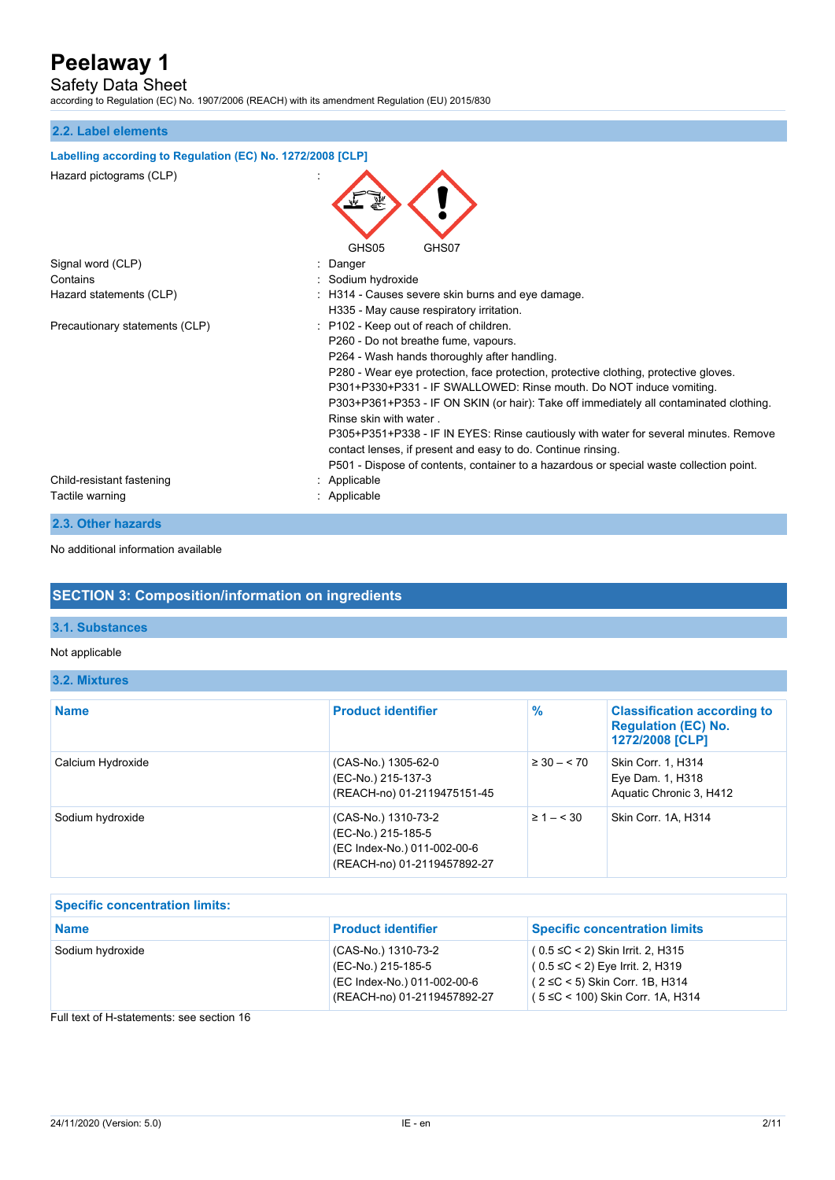### 2.2. Label elements

**Labelling according to Regulation (EC) No. 1272/2008 [CLP]**

Hazard pictograms (CLP) :

GHS05 GHS07

| | |
|---|---|
| Signal word (CLP) | : Danger |
| Contains | : Sodium hydroxide |
| Hazard statements (CLP) | : H314 - Causes severe skin burns and eye damage.<br>H335 - May cause respiratory irritation. |
| Precautionary statements (CLP) | : P102 - Keep out of reach of children.<br>P260 - Do not breathe fume, vapours.<br>P264 - Wash hands thoroughly after handling.<br>P280 - Wear eye protection, face protection, protective clothing, protective gloves.<br>P301+P330+P331 - IF SWALLOWED: Rinse mouth. Do NOT induce vomiting.<br>P303+P361+P353 - IF ON SKIN (or hair): Take off immediately all contaminated clothing. Rinse skin with water .<br>P305+P351+P338 - IF IN EYES: Rinse cautiously with water for several minutes. Remove contact lenses, if present and easy to do. Continue rinsing.<br>P501 - Dispose of contents, container to a hazardous or special waste collection point. |
| Child-resistant fastening | : Applicable |
| Tactile warning | : Applicable |

### 2.3. Other hazards

No additional information available

## SECTION 3: Composition/information on ingredients

### 3.1. Substances

Not applicable

### 3.2. Mixtures

| Name | Product identifier | % | Classification according to Regulation (EC) No. 1272/2008 [CLP] |
|---|---|---|---|
| Calcium Hydroxide | (CAS-No.) 1305-62-0<br>(EC-No.) 215-137-3<br>(REACH-no) 01-2119475151-45 | ≥ 30 – < 70 | Skin Corr. 1, H314<br>Eye Dam. 1, H318<br>Aquatic Chronic 3, H412 |
| Sodium hydroxide | (CAS-No.) 1310-73-2<br>(EC-No.) 215-185-5<br>(EC Index-No.) 011-002-00-6<br>(REACH-no) 01-2119457892-27 | ≥ 1 – < 30 | Skin Corr. 1A, H314 |

**Specific concentration limits:**

| Name | Product identifier | Specific concentration limits |
|---|---|---|
| Sodium hydroxide | (CAS-No.) 1310-73-2<br>(EC-No.) 215-185-5<br>(EC Index-No.) 011-002-00-6<br>(REACH-no) 01-2119457892-27 | ( 0.5 ≤C < 2) Skin Irrit. 2, H315<br>( 0.5 ≤C < 2) Eye Irrit. 2, H319<br>( 2 ≤C < 5) Skin Corr. 1B, H314<br>( 5 ≤C < 100) Skin Corr. 1A, H314 |

Full text of H-statements: see section 16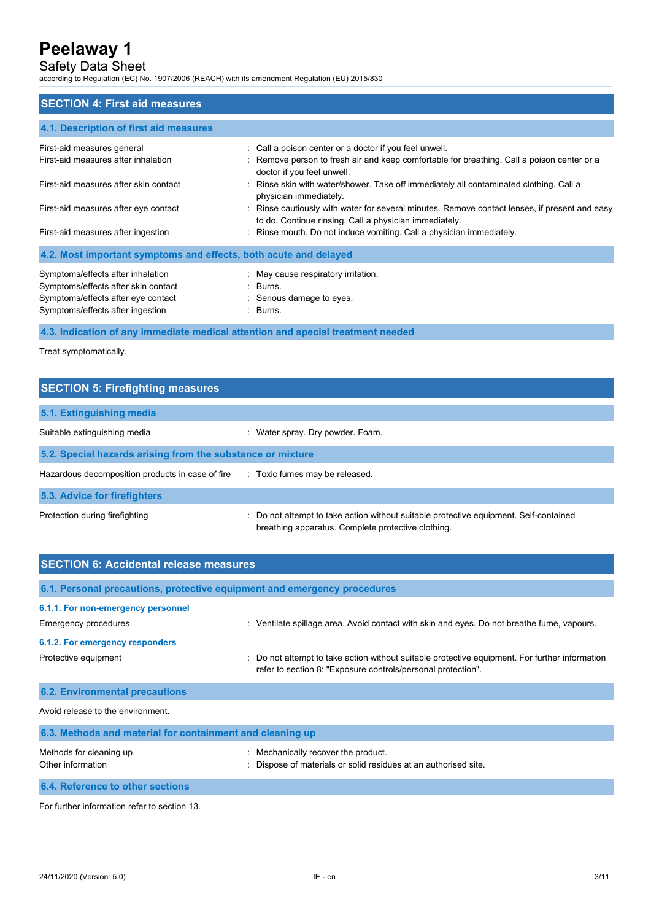## SECTION 4: First aid measures

### 4.1. Description of first aid measures

| | |
|---|---|
| First-aid measures general | : Call a poison center or a doctor if you feel unwell. |
| First-aid measures after inhalation | : Remove person to fresh air and keep comfortable for breathing. Call a poison center or a doctor if you feel unwell. |
| First-aid measures after skin contact | : Rinse skin with water/shower. Take off immediately all contaminated clothing. Call a physician immediately. |
| First-aid measures after eye contact | : Rinse cautiously with water for several minutes. Remove contact lenses, if present and easy to do. Continue rinsing. Call a physician immediately. |
| First-aid measures after ingestion | : Rinse mouth. Do not induce vomiting. Call a physician immediately. |

### 4.2. Most important symptoms and effects, both acute and delayed

| | |
|---|---|
| Symptoms/effects after inhalation | : May cause respiratory irritation. |
| Symptoms/effects after skin contact | : Burns. |
| Symptoms/effects after eye contact | : Serious damage to eyes. |
| Symptoms/effects after ingestion | : Burns. |

### 4.3. Indication of any immediate medical attention and special treatment needed

Treat symptomatically.

## SECTION 5: Firefighting measures

### 5.1. Extinguishing media

| | |
|---|---|
| Suitable extinguishing media | : Water spray. Dry powder. Foam. |

### 5.2. Special hazards arising from the substance or mixture

| | |
|---|---|
| Hazardous decomposition products in case of fire | : Toxic fumes may be released. |

### 5.3. Advice for firefighters

| | |
|---|---|
| Protection during firefighting | : Do not attempt to take action without suitable protective equipment. Self-contained breathing apparatus. Complete protective clothing. |

## SECTION 6: Accidental release measures

### 6.1. Personal precautions, protective equipment and emergency procedures

#### 6.1.1. For non-emergency personnel

| | |
|---|---|
| Emergency procedures | : Ventilate spillage area. Avoid contact with skin and eyes. Do not breathe fume, vapours. |

#### 6.1.2. For emergency responders

| | |
|---|---|
| Protective equipment | : Do not attempt to take action without suitable protective equipment. For further information refer to section 8: "Exposure controls/personal protection". |

### 6.2. Environmental precautions

Avoid release to the environment.

### 6.3. Methods and material for containment and cleaning up

| | |
|---|---|
| Methods for cleaning up | : Mechanically recover the product. |
| Other information | : Dispose of materials or solid residues at an authorised site. |

### 6.4. Reference to other sections

For further information refer to section 13.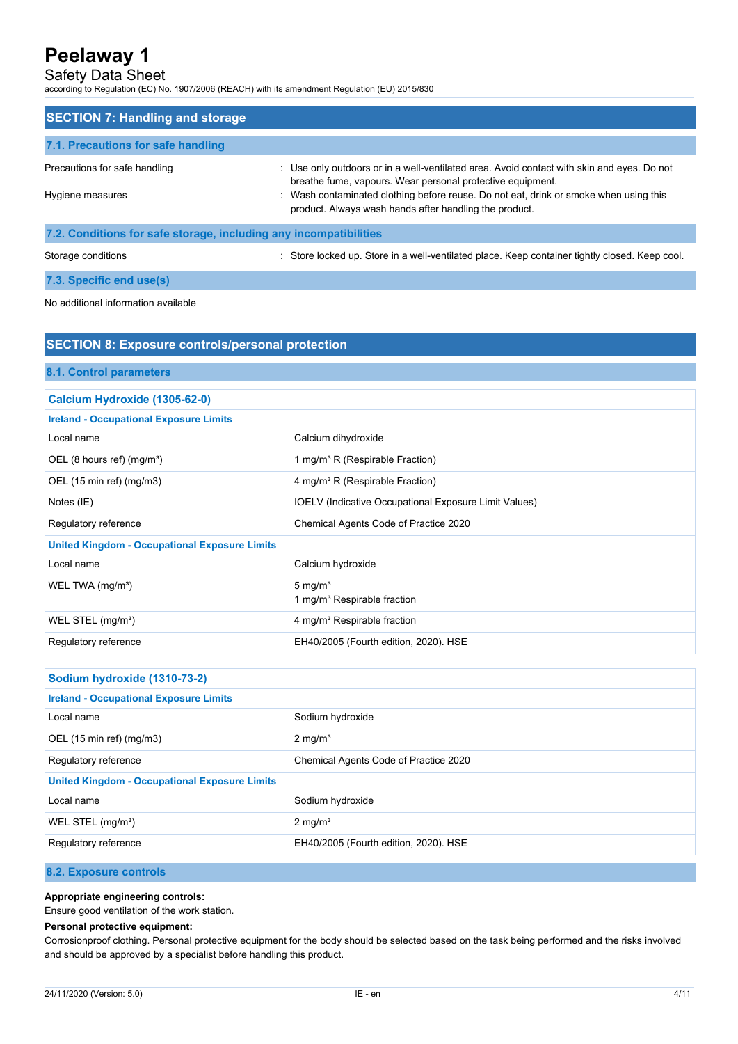## SECTION 7: Handling and storage

### 7.1. Precautions for safe handling

| | |
|---|---|
| Precautions for safe handling | : Use only outdoors or in a well-ventilated area. Avoid contact with skin and eyes. Do not breathe fume, vapours. Wear personal protective equipment. |
| Hygiene measures | : Wash contaminated clothing before reuse. Do not eat, drink or smoke when using this product. Always wash hands after handling the product. |

### 7.2. Conditions for safe storage, including any incompatibilities

| | |
|---|---|
| Storage conditions | : Store locked up. Store in a well-ventilated place. Keep container tightly closed. Keep cool. |

### 7.3. Specific end use(s)

No additional information available

## SECTION 8: Exposure controls/personal protection

### 8.1. Control parameters

| Calcium Hydroxide (1305-62-0) | |
|---|---|
| **Ireland - Occupational Exposure Limits** | |
| Local name | Calcium dihydroxide |
| OEL (8 hours ref) (mg/m³) | 1 mg/m³ R (Respirable Fraction) |
| OEL (15 min ref) (mg/m3) | 4 mg/m³ R (Respirable Fraction) |
| Notes (IE) | IOELV (Indicative Occupational Exposure Limit Values) |
| Regulatory reference | Chemical Agents Code of Practice 2020 |
| **United Kingdom - Occupational Exposure Limits** | |
| Local name | Calcium hydroxide |
| WEL TWA (mg/m³) | 5 mg/m³<br>1 mg/m³ Respirable fraction |
| WEL STEL (mg/m³) | 4 mg/m³ Respirable fraction |
| Regulatory reference | EH40/2005 (Fourth edition, 2020). HSE |

| Sodium hydroxide (1310-73-2) | |
|---|---|
| **Ireland - Occupational Exposure Limits** | |
| Local name | Sodium hydroxide |
| OEL (15 min ref) (mg/m3) | 2 mg/m³ |
| Regulatory reference | Chemical Agents Code of Practice 2020 |
| **United Kingdom - Occupational Exposure Limits** | |
| Local name | Sodium hydroxide |
| WEL STEL (mg/m³) | 2 mg/m³ |
| Regulatory reference | EH40/2005 (Fourth edition, 2020). HSE |

### 8.2. Exposure controls

**Appropriate engineering controls:**

Ensure good ventilation of the work station.

**Personal protective equipment:**

Corrosionproof clothing. Personal protective equipment for the body should be selected based on the task being performed and the risks involved and should be approved by a specialist before handling this product.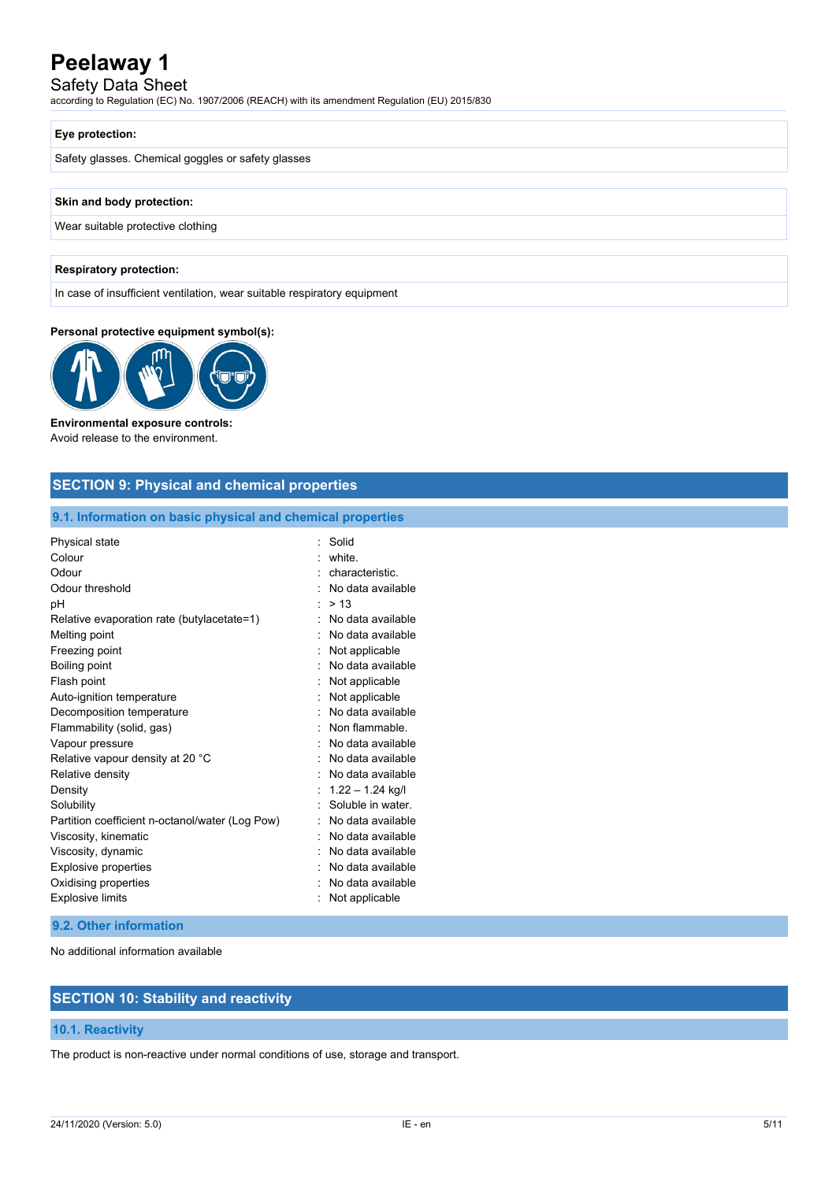**Eye protection:**

Safety glasses. Chemical goggles or safety glasses

**Skin and body protection:**

Wear suitable protective clothing

**Respiratory protection:**

In case of insufficient ventilation, wear suitable respiratory equipment

**Personal protective equipment symbol(s):**

**Environmental exposure controls:**
Avoid release to the environment.

## SECTION 9: Physical and chemical properties

### 9.1. Information on basic physical and chemical properties

| | |
|---|---|
| Physical state | : Solid |
| Colour | : white. |
| Odour | : characteristic. |
| Odour threshold | : No data available |
| pH | : > 13 |
| Relative evaporation rate (butylacetate=1) | : No data available |
| Melting point | : No data available |
| Freezing point | : Not applicable |
| Boiling point | : No data available |
| Flash point | : Not applicable |
| Auto-ignition temperature | : Not applicable |
| Decomposition temperature | : No data available |
| Flammability (solid, gas) | : Non flammable. |
| Vapour pressure | : No data available |
| Relative vapour density at 20 °C | : No data available |
| Relative density | : No data available |
| Density | : 1.22 – 1.24 kg/l |
| Solubility | : Soluble in water. |
| Partition coefficient n-octanol/water (Log Pow) | : No data available |
| Viscosity, kinematic | : No data available |
| Viscosity, dynamic | : No data available |
| Explosive properties | : No data available |
| Oxidising properties | : No data available |
| Explosive limits | : Not applicable |

### 9.2. Other information

No additional information available

## SECTION 10: Stability and reactivity

### 10.1. Reactivity

The product is non-reactive under normal conditions of use, storage and transport.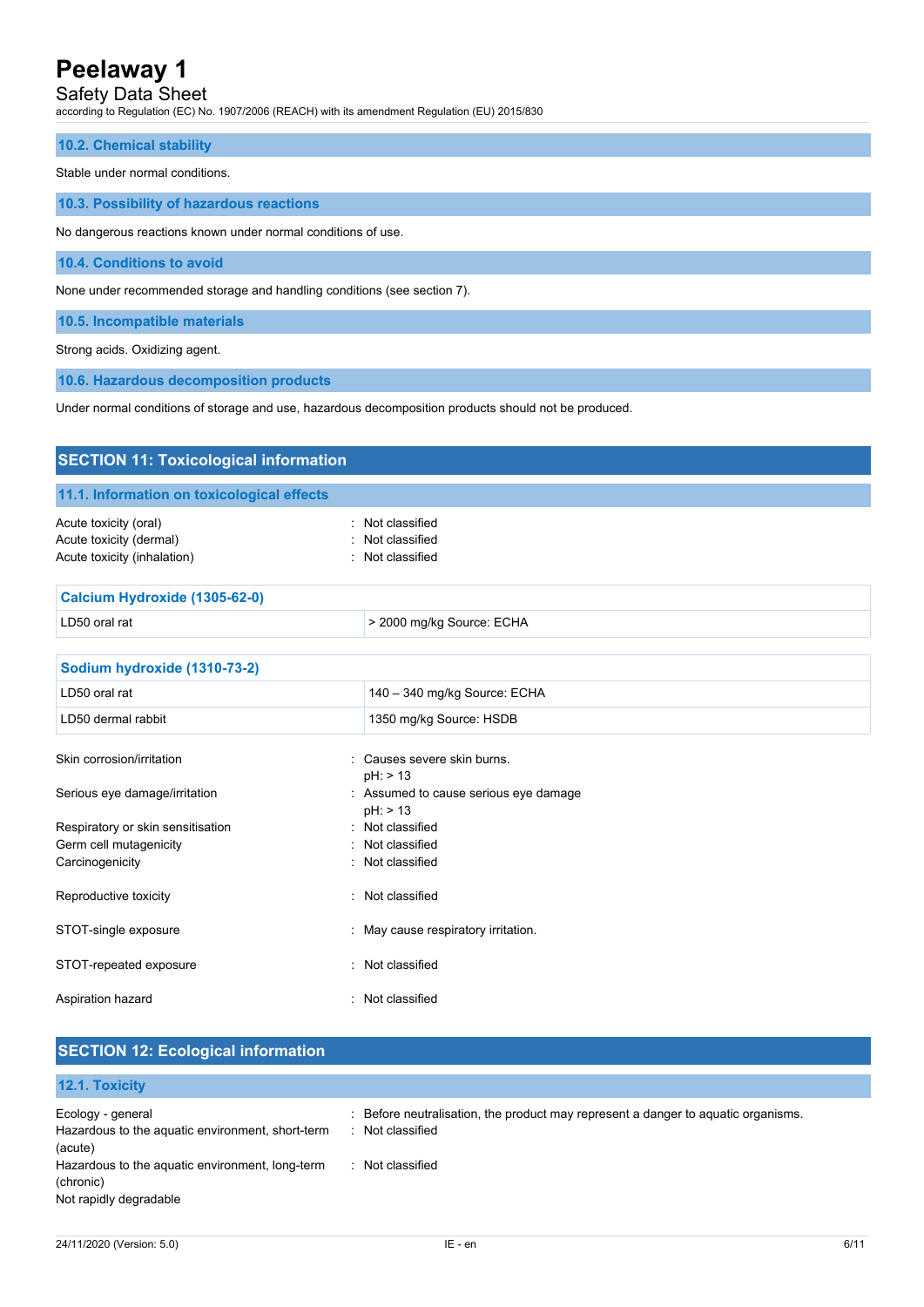### 10.2. Chemical stability

Stable under normal conditions.

### 10.3. Possibility of hazardous reactions

No dangerous reactions known under normal conditions of use.

### 10.4. Conditions to avoid

None under recommended storage and handling conditions (see section 7).

### 10.5. Incompatible materials

Strong acids. Oxidizing agent.

### 10.6. Hazardous decomposition products

Under normal conditions of storage and use, hazardous decomposition products should not be produced.

## SECTION 11: Toxicological information

### 11.1. Information on toxicological effects

Acute toxicity (oral) : Not classified
Acute toxicity (dermal) : Not classified
Acute toxicity (inhalation) : Not classified

| Calcium Hydroxide (1305-62-0) | |
|---|---|
| LD50 oral rat | > 2000 mg/kg Source: ECHA |

| Sodium hydroxide (1310-73-2) | |
|---|---|
| LD50 oral rat | 140 – 340 mg/kg Source: ECHA |
| LD50 dermal rabbit | 1350 mg/kg Source: HSDB |

Skin corrosion/irritation : Causes severe skin burns.
pH: > 13

Serious eye damage/irritation : Assumed to cause serious eye damage
pH: > 13

Respiratory or skin sensitisation : Not classified
Germ cell mutagenicity : Not classified
Carcinogenicity : Not classified

Reproductive toxicity : Not classified

STOT-single exposure : May cause respiratory irritation.

STOT-repeated exposure : Not classified

Aspiration hazard : Not classified

## SECTION 12: Ecological information

### 12.1. Toxicity

Ecology - general : Before neutralisation, the product may represent a danger to aquatic organisms.
Hazardous to the aquatic environment, short-term (acute) : Not classified
Hazardous to the aquatic environment, long-term (chronic) : Not classified
Not rapidly degradable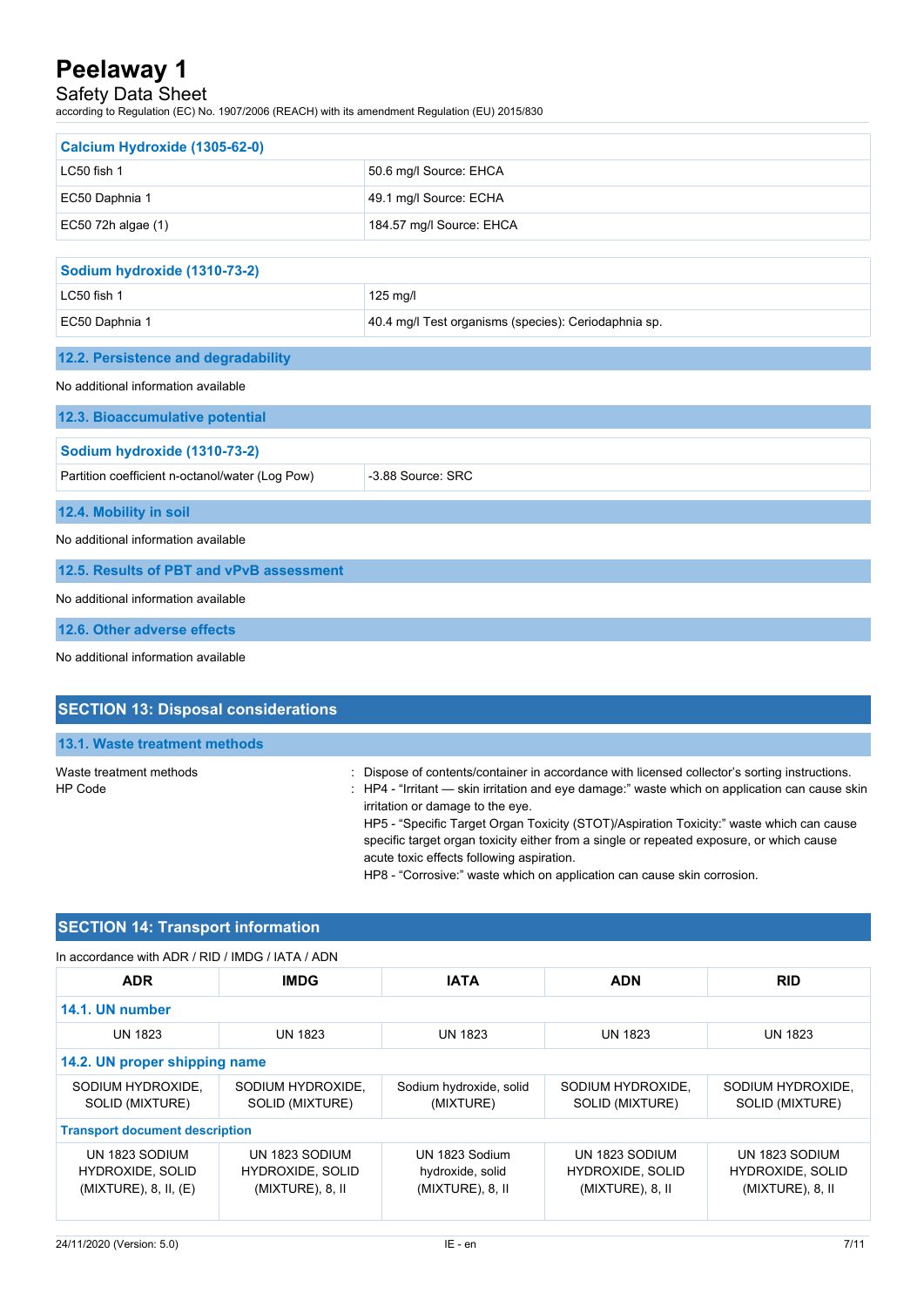| Calcium Hydroxide (1305-62-0) | |
|---|---|
| LC50 fish 1 | 50.6 mg/l Source: EHCA |
| EC50 Daphnia 1 | 49.1 mg/l Source: ECHA |
| EC50 72h algae (1) | 184.57 mg/l Source: EHCA |

| Sodium hydroxide (1310-73-2) | |
|---|---|
| LC50 fish 1 | 125 mg/l |
| EC50 Daphnia 1 | 40.4 mg/l Test organisms (species): Ceriodaphnia sp. |

### 12.2. Persistence and degradability

No additional information available

### 12.3. Bioaccumulative potential

| Sodium hydroxide (1310-73-2) | |
|---|---|
| Partition coefficient n-octanol/water (Log Pow) | -3.88 Source: SRC |

### 12.4. Mobility in soil

No additional information available

### 12.5. Results of PBT and vPvB assessment

No additional information available

### 12.6. Other adverse effects

No additional information available

## SECTION 13: Disposal considerations

### 13.1. Waste treatment methods

Waste treatment methods : Dispose of contents/container in accordance with licensed collector's sorting instructions.

HP Code : HP4 - "Irritant — skin irritation and eye damage:" waste which on application can cause skin irritation or damage to the eye.
HP5 - "Specific Target Organ Toxicity (STOT)/Aspiration Toxicity:" waste which can cause specific target organ toxicity either from a single or repeated exposure, or which cause acute toxic effects following aspiration.
HP8 - "Corrosive:" waste which on application can cause skin corrosion.

## SECTION 14: Transport information

In accordance with ADR / RID / IMDG / IATA / ADN

| ADR | IMDG | IATA | ADN | RID |
|---|---|---|---|---|
| **14.1. UN number** | | | | |
| UN 1823 | UN 1823 | UN 1823 | UN 1823 | UN 1823 |
| **14.2. UN proper shipping name** | | | | |
| SODIUM HYDROXIDE, SOLID (MIXTURE) | SODIUM HYDROXIDE, SOLID (MIXTURE) | Sodium hydroxide, solid (MIXTURE) | SODIUM HYDROXIDE, SOLID (MIXTURE) | SODIUM HYDROXIDE, SOLID (MIXTURE) |
| **Transport document description** | | | | |
| UN 1823 SODIUM HYDROXIDE, SOLID (MIXTURE), 8, II, (E) | UN 1823 SODIUM HYDROXIDE, SOLID (MIXTURE), 8, II | UN 1823 Sodium hydroxide, solid (MIXTURE), 8, II | UN 1823 SODIUM HYDROXIDE, SOLID (MIXTURE), 8, II | UN 1823 SODIUM HYDROXIDE, SOLID (MIXTURE), 8, II |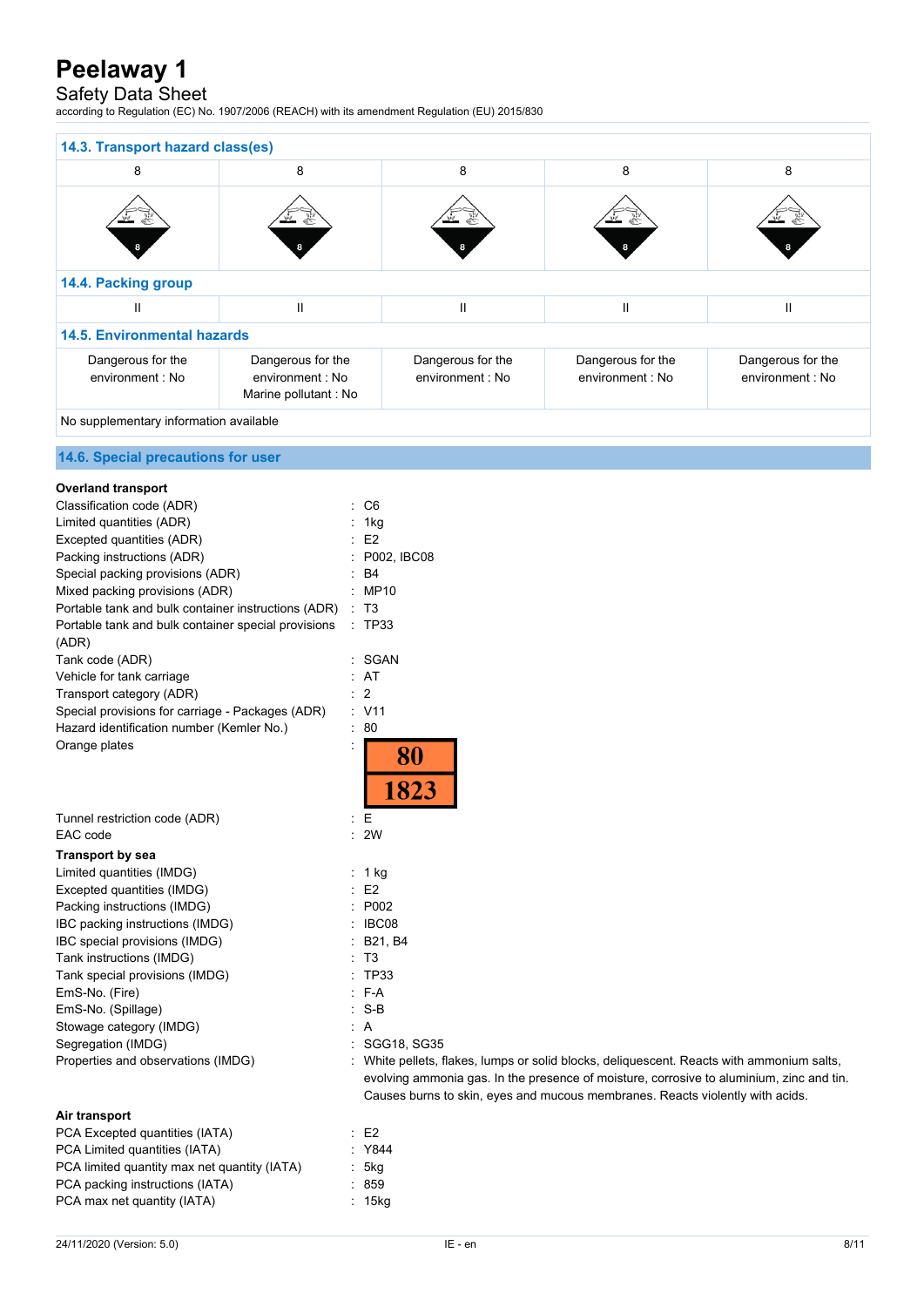### 14.3. Transport hazard class(es)

| 8 | 8 | 8 | 8 | 8 |
|---|---|---|---|---|

### 14.4. Packing group

| II | II | II | II | II |
|---|---|---|---|---|

### 14.5. Environmental hazards

| | | | | |
|---|---|---|---|---|
| Dangerous for the environment : No | Dangerous for the environment : No<br>Marine pollutant : No | Dangerous for the environment : No | Dangerous for the environment : No | Dangerous for the environment : No |

No supplementary information available

### 14.6. Special precautions for user

**Overland transport**

Classification code (ADR) : C6
Limited quantities (ADR) : 1kg
Excepted quantities (ADR) : E2
Packing instructions (ADR) : P002, IBC08
Special packing provisions (ADR) : B4
Mixed packing provisions (ADR) : MP10
Portable tank and bulk container instructions (ADR) : T3
Portable tank and bulk container special provisions (ADR) : TP33
Tank code (ADR) : SGAN
Vehicle for tank carriage : AT
Transport category (ADR) : 2
Special provisions for carriage - Packages (ADR) : V11
Hazard identification number (Kemler No.) : 80
Orange plates : 80 / 1823
Tunnel restriction code (ADR) : E
EAC code : 2W

**Transport by sea**

Limited quantities (IMDG) : 1 kg
Excepted quantities (IMDG) : E2
Packing instructions (IMDG) : P002
IBC packing instructions (IMDG) : IBC08
IBC special provisions (IMDG) : B21, B4
Tank instructions (IMDG) : T3
Tank special provisions (IMDG) : TP33
EmS-No. (Fire) : F-A
EmS-No. (Spillage) : S-B
Stowage category (IMDG) : A
Segregation (IMDG) : SGG18, SG35
Properties and observations (IMDG) : White pellets, flakes, lumps or solid blocks, deliquescent. Reacts with ammonium salts, evolving ammonia gas. In the presence of moisture, corrosive to aluminium, zinc and tin. Causes burns to skin, eyes and mucous membranes. Reacts violently with acids.

**Air transport**

PCA Excepted quantities (IATA) : E2
PCA Limited quantities (IATA) : Y844
PCA limited quantity max net quantity (IATA) : 5kg
PCA packing instructions (IATA) : 859
PCA max net quantity (IATA) : 15kg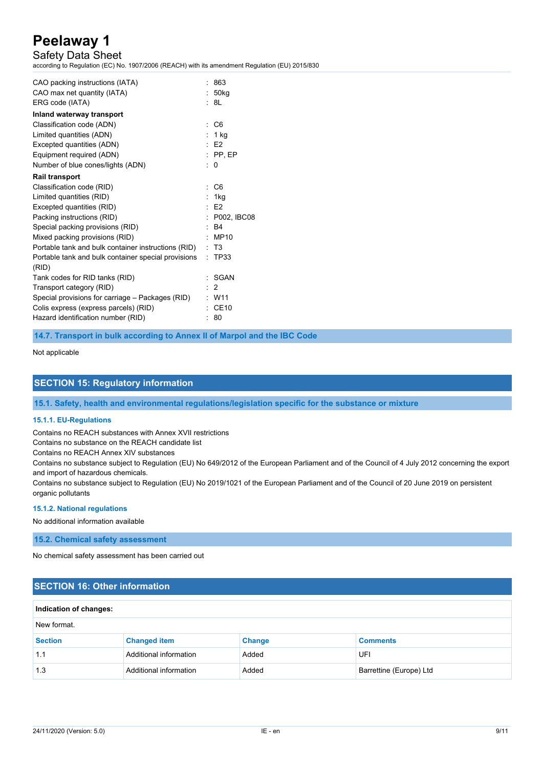CAO packing instructions (IATA) : 863
CAO max net quantity (IATA) : 50kg
ERG code (IATA) : 8L

**Inland waterway transport**

Classification code (ADN) : C6
Limited quantities (ADN) : 1 kg
Excepted quantities (ADN) : E2
Equipment required (ADN) : PP, EP
Number of blue cones/lights (ADN) : 0

**Rail transport**

Classification code (RID) : C6
Limited quantities (RID) : 1kg
Excepted quantities (RID) : E2
Packing instructions (RID) : P002, IBC08
Special packing provisions (RID) : B4
Mixed packing provisions (RID) : MP10
Portable tank and bulk container instructions (RID) : T3
Portable tank and bulk container special provisions (RID) : TP33
Tank codes for RID tanks (RID) : SGAN
Transport category (RID) : 2
Special provisions for carriage – Packages (RID) : W11
Colis express (express parcels) (RID) : CE10
Hazard identification number (RID) : 80

### 14.7. Transport in bulk according to Annex II of Marpol and the IBC Code

Not applicable

## SECTION 15: Regulatory information

### 15.1. Safety, health and environmental regulations/legislation specific for the substance or mixture

#### 15.1.1. EU-Regulations

Contains no REACH substances with Annex XVII restrictions
Contains no substance on the REACH candidate list
Contains no REACH Annex XIV substances
Contains no substance subject to Regulation (EU) No 649/2012 of the European Parliament and of the Council of 4 July 2012 concerning the export and import of hazardous chemicals.
Contains no substance subject to Regulation (EU) No 2019/1021 of the European Parliament and of the Council of 20 June 2019 on persistent organic pollutants

#### 15.1.2. National regulations

No additional information available

### 15.2. Chemical safety assessment

No chemical safety assessment has been carried out

## SECTION 16: Other information

**Indication of changes:**

New format.

| Section | Changed item | Change | Comments |
|---|---|---|---|
| 1.1 | Additional information | Added | UFI |
| 1.3 | Additional information | Added | Barrettine (Europe) Ltd |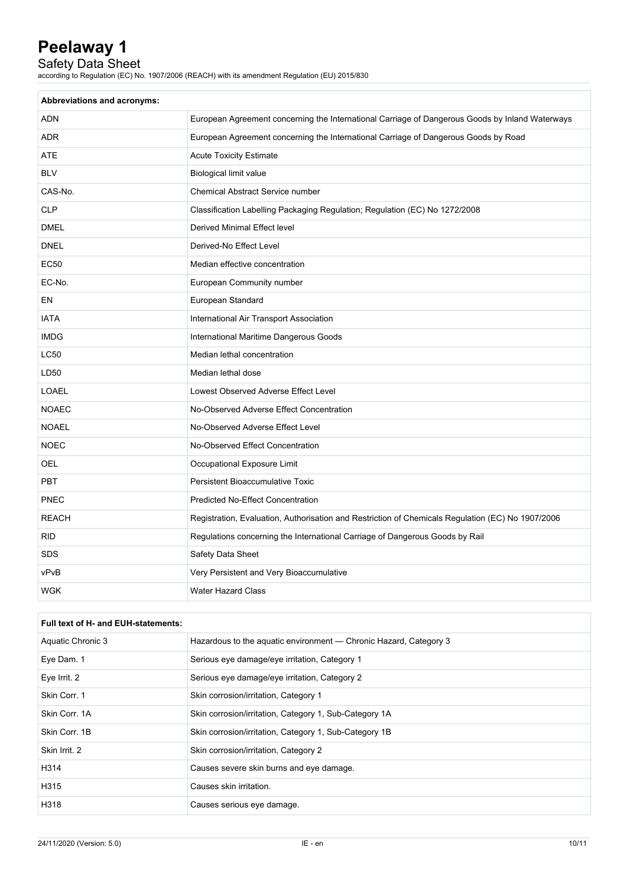| Abbreviations and acronyms: | |
|---|---|
| ADN | European Agreement concerning the International Carriage of Dangerous Goods by Inland Waterways |
| ADR | European Agreement concerning the International Carriage of Dangerous Goods by Road |
| ATE | Acute Toxicity Estimate |
| BLV | Biological limit value |
| CAS-No. | Chemical Abstract Service number |
| CLP | Classification Labelling Packaging Regulation; Regulation (EC) No 1272/2008 |
| DMEL | Derived Minimal Effect level |
| DNEL | Derived-No Effect Level |
| EC50 | Median effective concentration |
| EC-No. | European Community number |
| EN | European Standard |
| IATA | International Air Transport Association |
| IMDG | International Maritime Dangerous Goods |
| LC50 | Median lethal concentration |
| LD50 | Median lethal dose |
| LOAEL | Lowest Observed Adverse Effect Level |
| NOAEC | No-Observed Adverse Effect Concentration |
| NOAEL | No-Observed Adverse Effect Level |
| NOEC | No-Observed Effect Concentration |
| OEL | Occupational Exposure Limit |
| PBT | Persistent Bioaccumulative Toxic |
| PNEC | Predicted No-Effect Concentration |
| REACH | Registration, Evaluation, Authorisation and Restriction of Chemicals Regulation (EC) No 1907/2006 |
| RID | Regulations concerning the International Carriage of Dangerous Goods by Rail |
| SDS | Safety Data Sheet |
| vPvB | Very Persistent and Very Bioaccumulative |
| WGK | Water Hazard Class |

| Full text of H- and EUH-statements: | |
|---|---|
| Aquatic Chronic 3 | Hazardous to the aquatic environment — Chronic Hazard, Category 3 |
| Eye Dam. 1 | Serious eye damage/eye irritation, Category 1 |
| Eye Irrit. 2 | Serious eye damage/eye irritation, Category 2 |
| Skin Corr. 1 | Skin corrosion/irritation, Category 1 |
| Skin Corr. 1A | Skin corrosion/irritation, Category 1, Sub-Category 1A |
| Skin Corr. 1B | Skin corrosion/irritation, Category 1, Sub-Category 1B |
| Skin Irrit. 2 | Skin corrosion/irritation, Category 2 |
| H314 | Causes severe skin burns and eye damage. |
| H315 | Causes skin irritation. |
| H318 | Causes serious eye damage. |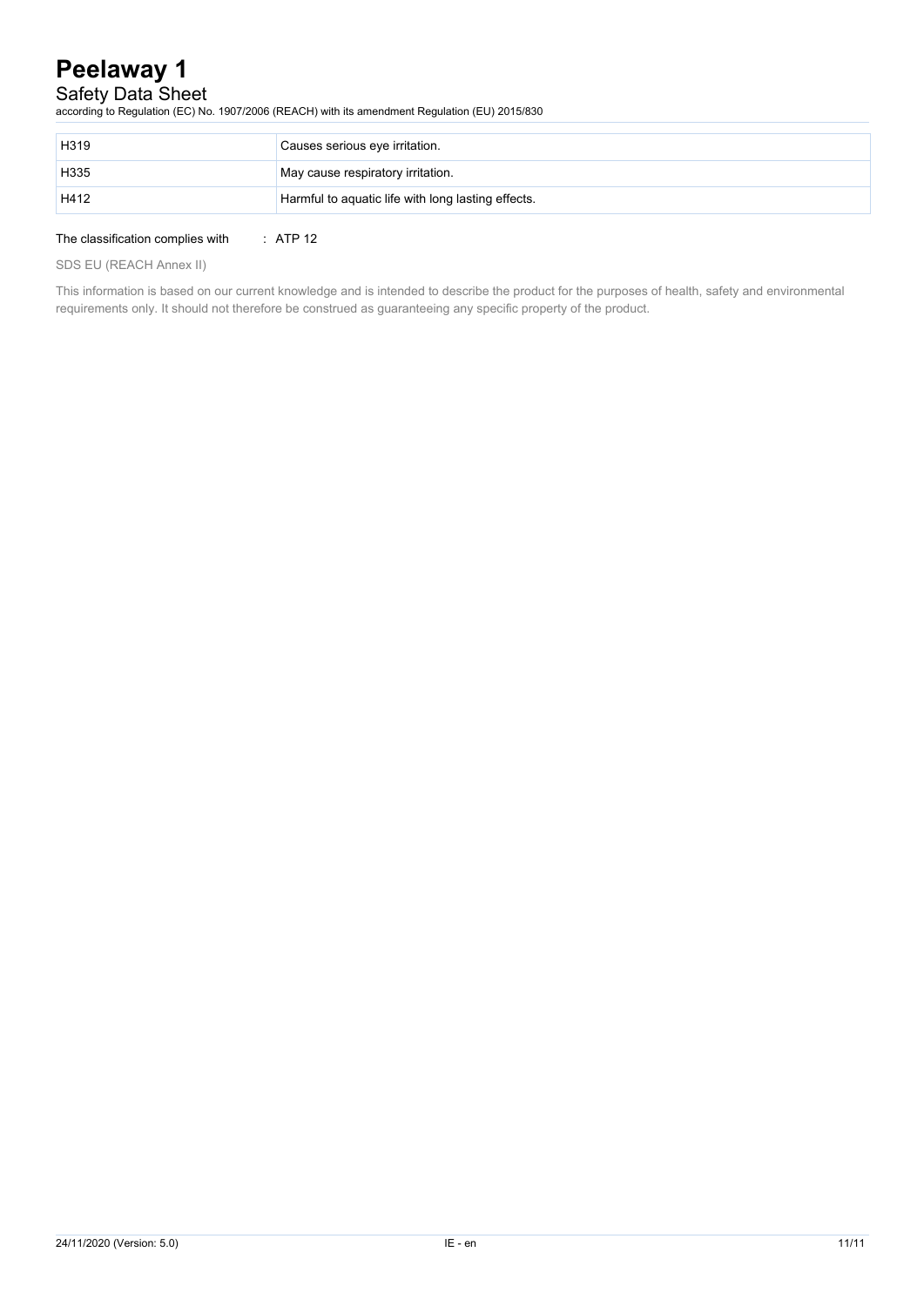| | |
|---|---|
| H319 | Causes serious eye irritation. |
| H335 | May cause respiratory irritation. |
| H412 | Harmful to aquatic life with long lasting effects. |

The classification complies with : ATP 12

SDS EU (REACH Annex II)

This information is based on our current knowledge and is intended to describe the product for the purposes of health, safety and environmental requirements only. It should not therefore be construed as guaranteeing any specific property of the product.